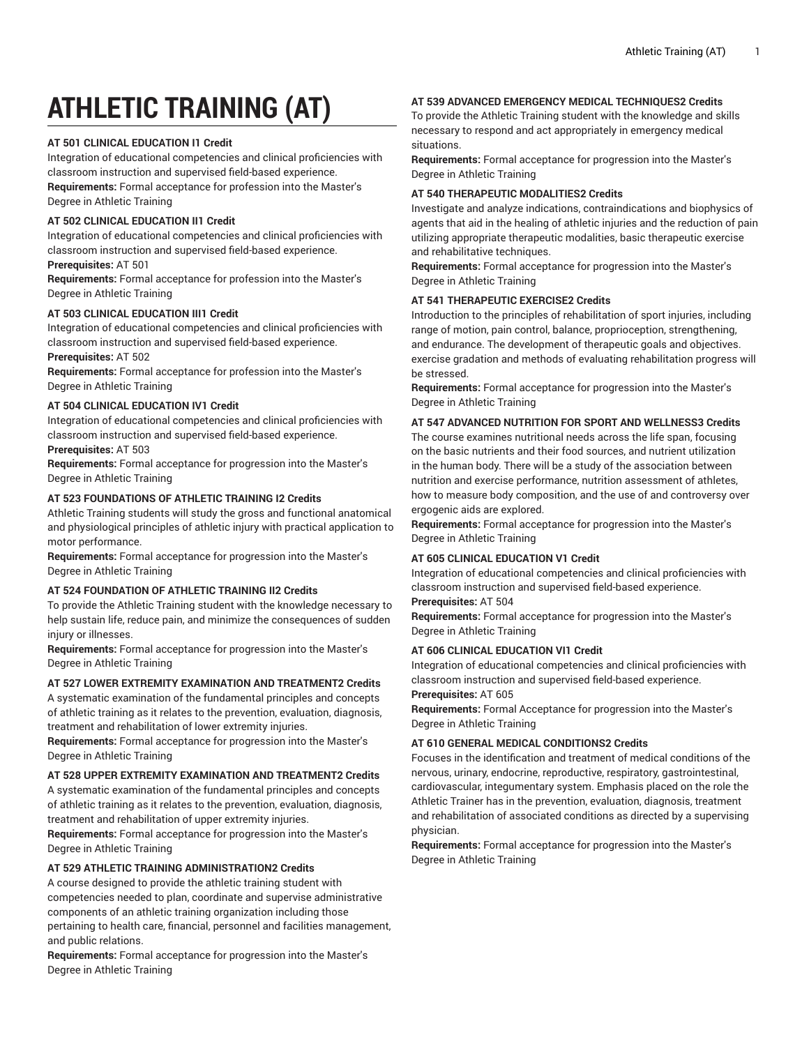# ATHLETIC TRAINING (AT)

### AT 501 CLINICAL EDUCATION I1 Credit

Integration of educational competencies and clinical proficiencies with classroom instruction and supervised field-based experience.
**Requirements:** Formal acceptance for profession into the Master's Degree in Athletic Training

### AT 502 CLINICAL EDUCATION II1 Credit

Integration of educational competencies and clinical proficiencies with classroom instruction and supervised field-based experience.
**Prerequisites:** AT 501
**Requirements:** Formal acceptance for profession into the Master's Degree in Athletic Training

### AT 503 CLINICAL EDUCATION III1 Credit

Integration of educational competencies and clinical proficiencies with classroom instruction and supervised field-based experience.
**Prerequisites:** AT 502
**Requirements:** Formal acceptance for profession into the Master's Degree in Athletic Training

### AT 504 CLINICAL EDUCATION IV1 Credit

Integration of educational competencies and clinical proficiencies with classroom instruction and supervised field-based experience.
**Prerequisites:** AT 503
**Requirements:** Formal acceptance for progression into the Master's Degree in Athletic Training

### AT 523 FOUNDATIONS OF ATHLETIC TRAINING I2 Credits

Athletic Training students will study the gross and functional anatomical and physiological principles of athletic injury with practical application to motor performance.
**Requirements:** Formal acceptance for progression into the Master's Degree in Athletic Training

### AT 524 FOUNDATION OF ATHLETIC TRAINING II2 Credits

To provide the Athletic Training student with the knowledge necessary to help sustain life, reduce pain, and minimize the consequences of sudden injury or illnesses.
**Requirements:** Formal acceptance for progression into the Master's Degree in Athletic Training

### AT 527 LOWER EXTREMITY EXAMINATION AND TREATMENT2 Credits

A systematic examination of the fundamental principles and concepts of athletic training as it relates to the prevention, evaluation, diagnosis, treatment and rehabilitation of lower extremity injuries.
**Requirements:** Formal acceptance for progression into the Master's Degree in Athletic Training

### AT 528 UPPER EXTREMITY EXAMINATION AND TREATMENT2 Credits

A systematic examination of the fundamental principles and concepts of athletic training as it relates to the prevention, evaluation, diagnosis, treatment and rehabilitation of upper extremity injuries.
**Requirements:** Formal acceptance for progression into the Master's Degree in Athletic Training

### AT 529 ATHLETIC TRAINING ADMINISTRATION2 Credits

A course designed to provide the athletic training student with competencies needed to plan, coordinate and supervise administrative components of an athletic training organization including those pertaining to health care, financial, personnel and facilities management, and public relations.
**Requirements:** Formal acceptance for progression into the Master's Degree in Athletic Training

### AT 539 ADVANCED EMERGENCY MEDICAL TECHNIQUES2 Credits

To provide the Athletic Training student with the knowledge and skills necessary to respond and act appropriately in emergency medical situations.
**Requirements:** Formal acceptance for progression into the Master's Degree in Athletic Training

### AT 540 THERAPEUTIC MODALITIES2 Credits

Investigate and analyze indications, contraindications and biophysics of agents that aid in the healing of athletic injuries and the reduction of pain utilizing appropriate therapeutic modalities, basic therapeutic exercise and rehabilitative techniques.
**Requirements:** Formal acceptance for progression into the Master's Degree in Athletic Training

### AT 541 THERAPEUTIC EXERCISE2 Credits

Introduction to the principles of rehabilitation of sport injuries, including range of motion, pain control, balance, proprioception, strengthening, and endurance. The development of therapeutic goals and objectives. exercise gradation and methods of evaluating rehabilitation progress will be stressed.
**Requirements:** Formal acceptance for progression into the Master's Degree in Athletic Training

### AT 547 ADVANCED NUTRITION FOR SPORT AND WELLNESS3 Credits

The course examines nutritional needs across the life span, focusing on the basic nutrients and their food sources, and nutrient utilization in the human body. There will be a study of the association between nutrition and exercise performance, nutrition assessment of athletes, how to measure body composition, and the use of and controversy over ergogenic aids are explored.
**Requirements:** Formal acceptance for progression into the Master's Degree in Athletic Training

### AT 605 CLINICAL EDUCATION V1 Credit

Integration of educational competencies and clinical proficiencies with classroom instruction and supervised field-based experience.
**Prerequisites:** AT 504
**Requirements:** Formal acceptance for progression into the Master's Degree in Athletic Training

### AT 606 CLINICAL EDUCATION VI1 Credit

Integration of educational competencies and clinical proficiencies with classroom instruction and supervised field-based experience.
**Prerequisites:** AT 605
**Requirements:** Formal Acceptance for progression into the Master's Degree in Athletic Training

### AT 610 GENERAL MEDICAL CONDITIONS2 Credits

Focuses in the identification and treatment of medical conditions of the nervous, urinary, endocrine, reproductive, respiratory, gastrointestinal, cardiovascular, integumentary system. Emphasis placed on the role the Athletic Trainer has in the prevention, evaluation, diagnosis, treatment and rehabilitation of associated conditions as directed by a supervising physician.
**Requirements:** Formal acceptance for progression into the Master's Degree in Athletic Training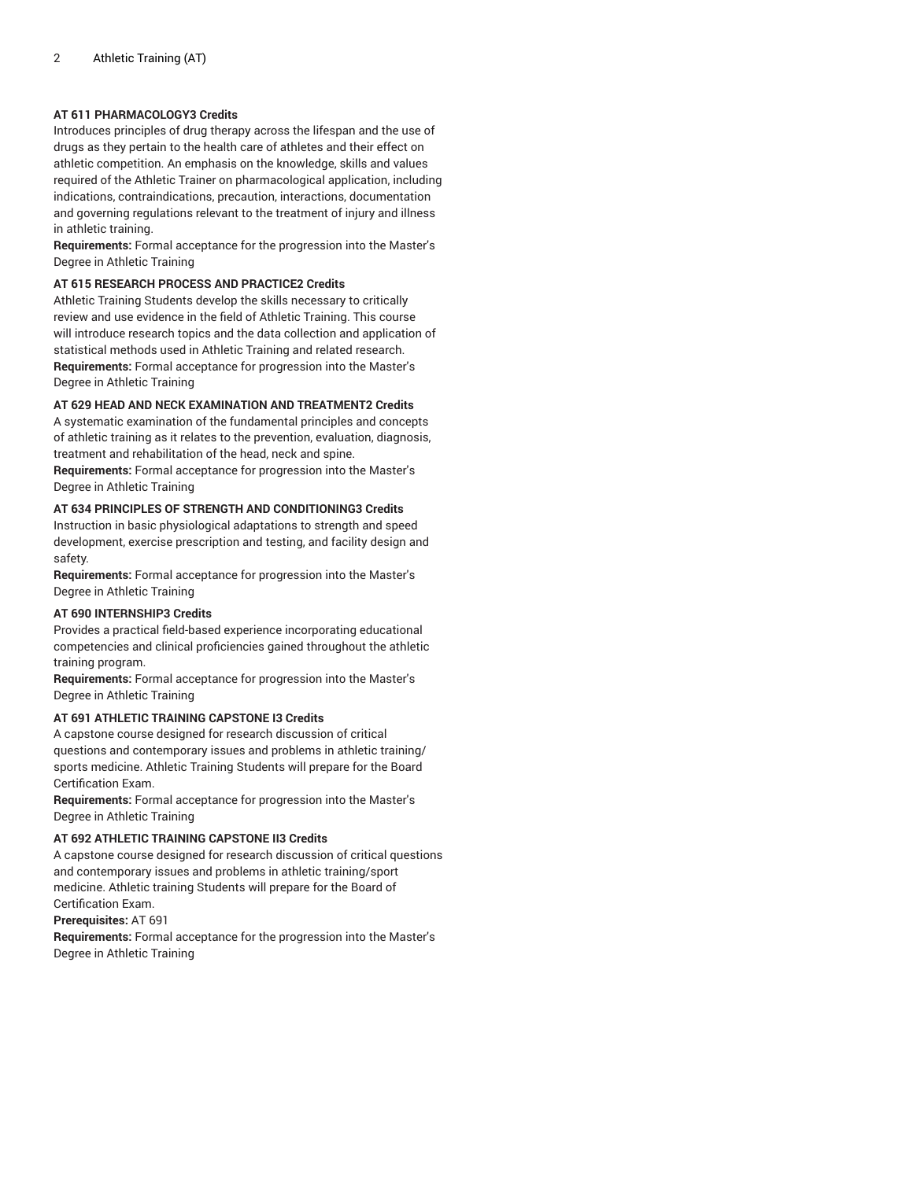**AT 611 PHARMACOLOGY3 Credits**

Introduces principles of drug therapy across the lifespan and the use of drugs as they pertain to the health care of athletes and their effect on athletic competition. An emphasis on the knowledge, skills and values required of the Athletic Trainer on pharmacological application, including indications, contraindications, precaution, interactions, documentation and governing regulations relevant to the treatment of injury and illness in athletic training.

**Requirements:** Formal acceptance for the progression into the Master's Degree in Athletic Training

**AT 615 RESEARCH PROCESS AND PRACTICE2 Credits**

Athletic Training Students develop the skills necessary to critically review and use evidence in the field of Athletic Training. This course will introduce research topics and the data collection and application of statistical methods used in Athletic Training and related research.

**Requirements:** Formal acceptance for progression into the Master's Degree in Athletic Training

**AT 629 HEAD AND NECK EXAMINATION AND TREATMENT2 Credits**

A systematic examination of the fundamental principles and concepts of athletic training as it relates to the prevention, evaluation, diagnosis, treatment and rehabilitation of the head, neck and spine.

**Requirements:** Formal acceptance for progression into the Master's Degree in Athletic Training

**AT 634 PRINCIPLES OF STRENGTH AND CONDITIONING3 Credits**

Instruction in basic physiological adaptations to strength and speed development, exercise prescription and testing, and facility design and safety.

**Requirements:** Formal acceptance for progression into the Master's Degree in Athletic Training

**AT 690 INTERNSHIP3 Credits**

Provides a practical field-based experience incorporating educational competencies and clinical proficiencies gained throughout the athletic training program.

**Requirements:** Formal acceptance for progression into the Master's Degree in Athletic Training

**AT 691 ATHLETIC TRAINING CAPSTONE I3 Credits**

A capstone course designed for research discussion of critical questions and contemporary issues and problems in athletic training/sports medicine. Athletic Training Students will prepare for the Board Certification Exam.

**Requirements:** Formal acceptance for progression into the Master's Degree in Athletic Training

**AT 692 ATHLETIC TRAINING CAPSTONE II3 Credits**

A capstone course designed for research discussion of critical questions and contemporary issues and problems in athletic training/sport medicine. Athletic training Students will prepare for the Board of Certification Exam.

**Prerequisites:** AT 691

**Requirements:** Formal acceptance for the progression into the Master's Degree in Athletic Training